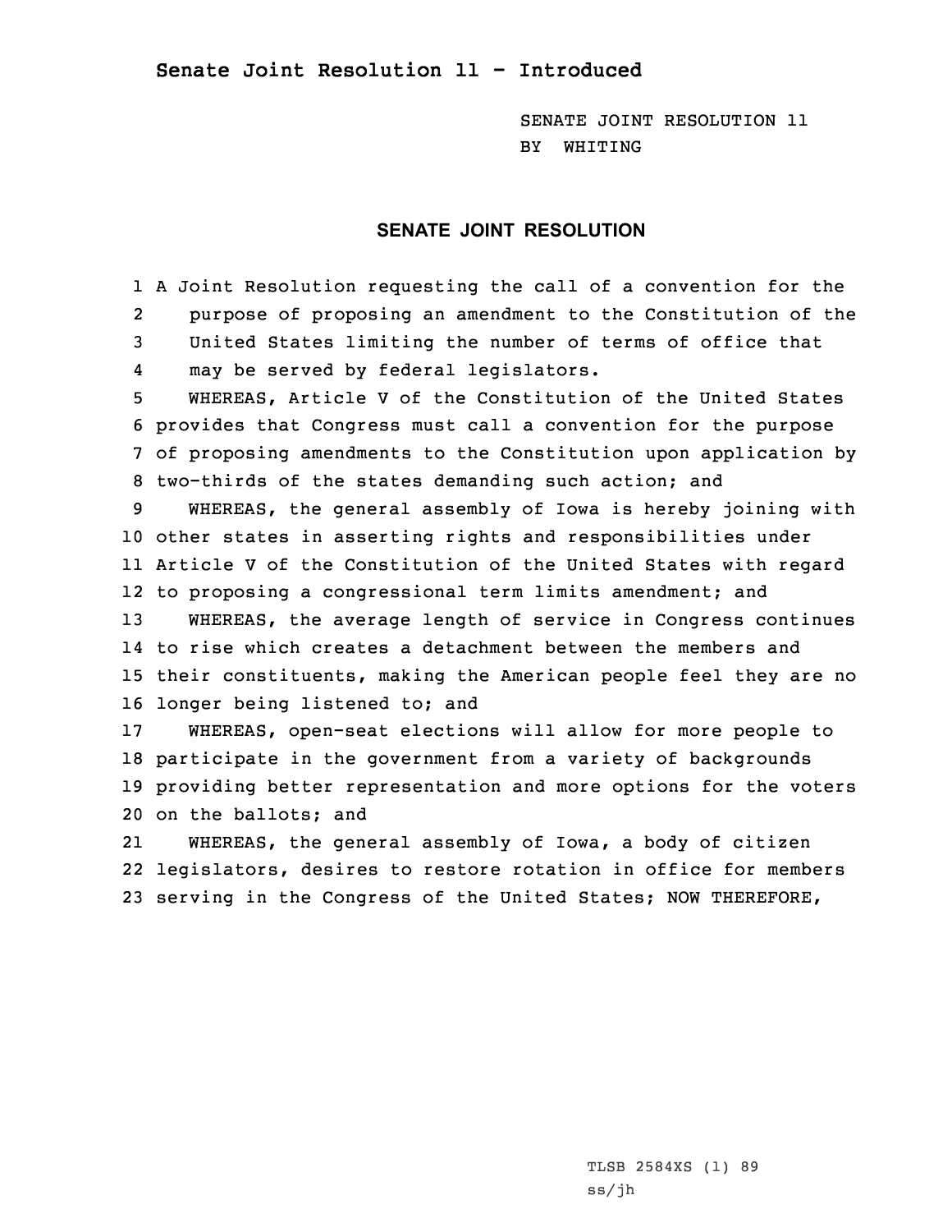## Senate Joint Resolution 11 - Introduced

SENATE JOINT RESOLUTION 11
BY WHITING

# SENATE JOINT RESOLUTION

A Joint Resolution requesting the call of a convention for the purpose of proposing an amendment to the Constitution of the United States limiting the number of terms of office that may be served by federal legislators.

WHEREAS, Article V of the Constitution of the United States provides that Congress must call a convention for the purpose of proposing amendments to the Constitution upon application by two-thirds of the states demanding such action; and

WHEREAS, the general assembly of Iowa is hereby joining with other states in asserting rights and responsibilities under Article V of the Constitution of the United States with regard to proposing a congressional term limits amendment; and

WHEREAS, the average length of service in Congress continues to rise which creates a detachment between the members and their constituents, making the American people feel they are no longer being listened to; and

WHEREAS, open-seat elections will allow for more people to participate in the government from a variety of backgrounds providing better representation and more options for the voters on the ballots; and

WHEREAS, the general assembly of Iowa, a body of citizen legislators, desires to restore rotation in office for members serving in the Congress of the United States; NOW THEREFORE,

TLSB 2584XS (1) 89
ss/jh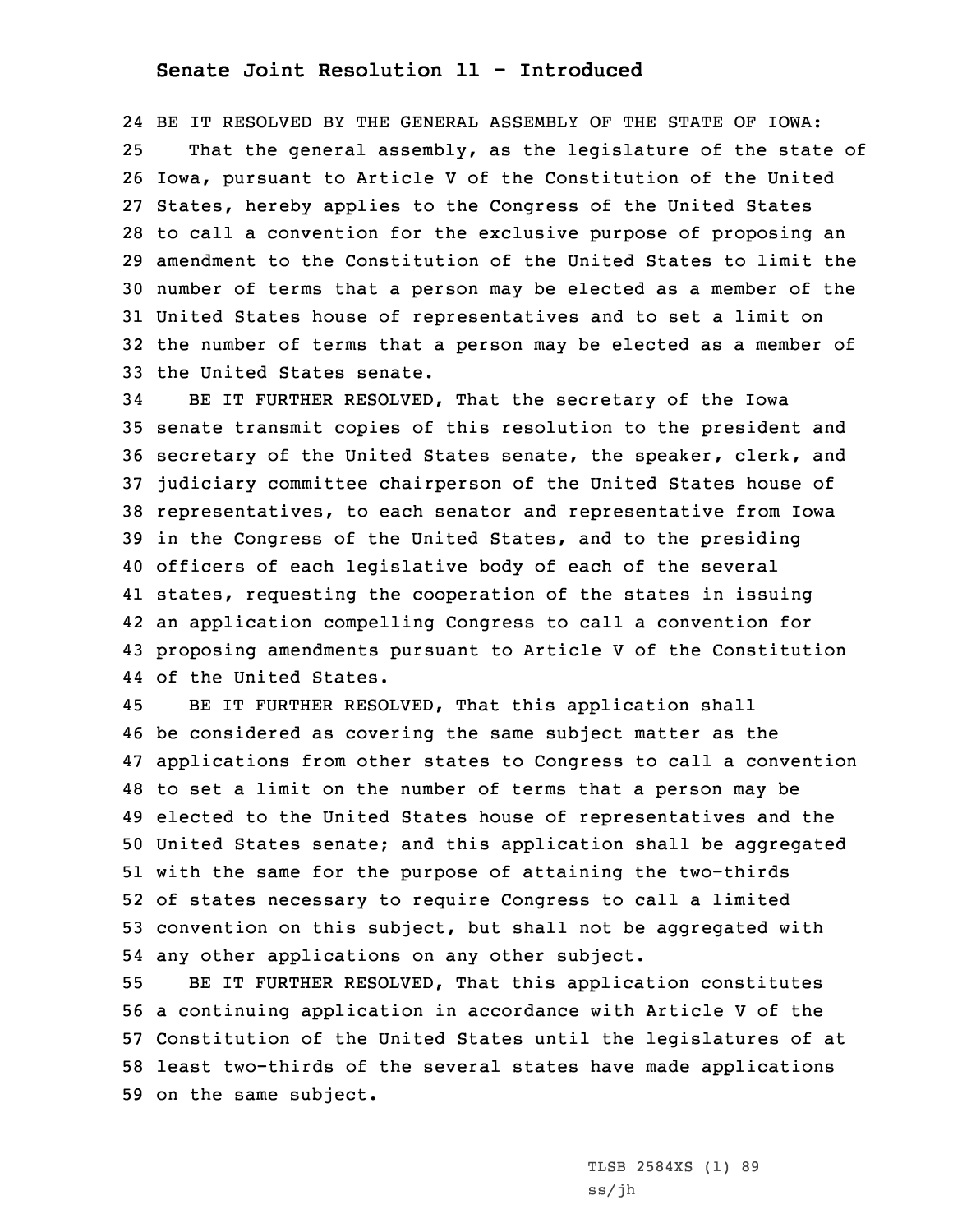## Senate Joint Resolution 11 - Introduced

BE IT RESOLVED BY THE GENERAL ASSEMBLY OF THE STATE OF IOWA:

That the general assembly, as the legislature of the state of Iowa, pursuant to Article V of the Constitution of the United States, hereby applies to the Congress of the United States to call a convention for the exclusive purpose of proposing an amendment to the Constitution of the United States to limit the number of terms that a person may be elected as a member of the United States house of representatives and to set a limit on the number of terms that a person may be elected as a member of the United States senate.

BE IT FURTHER RESOLVED, That the secretary of the Iowa senate transmit copies of this resolution to the president and secretary of the United States senate, the speaker, clerk, and judiciary committee chairperson of the United States house of representatives, to each senator and representative from Iowa in the Congress of the United States, and to the presiding officers of each legislative body of each of the several states, requesting the cooperation of the states in issuing an application compelling Congress to call a convention for proposing amendments pursuant to Article V of the Constitution of the United States.

BE IT FURTHER RESOLVED, That this application shall be considered as covering the same subject matter as the applications from other states to Congress to call a convention to set a limit on the number of terms that a person may be elected to the United States house of representatives and the United States senate; and this application shall be aggregated with the same for the purpose of attaining the two-thirds of states necessary to require Congress to call a limited convention on this subject, but shall not be aggregated with any other applications on any other subject.

BE IT FURTHER RESOLVED, That this application constitutes a continuing application in accordance with Article V of the Constitution of the United States until the legislatures of at least two-thirds of the several states have made applications on the same subject.

TLSB 2584XS (1) 89

ss/jh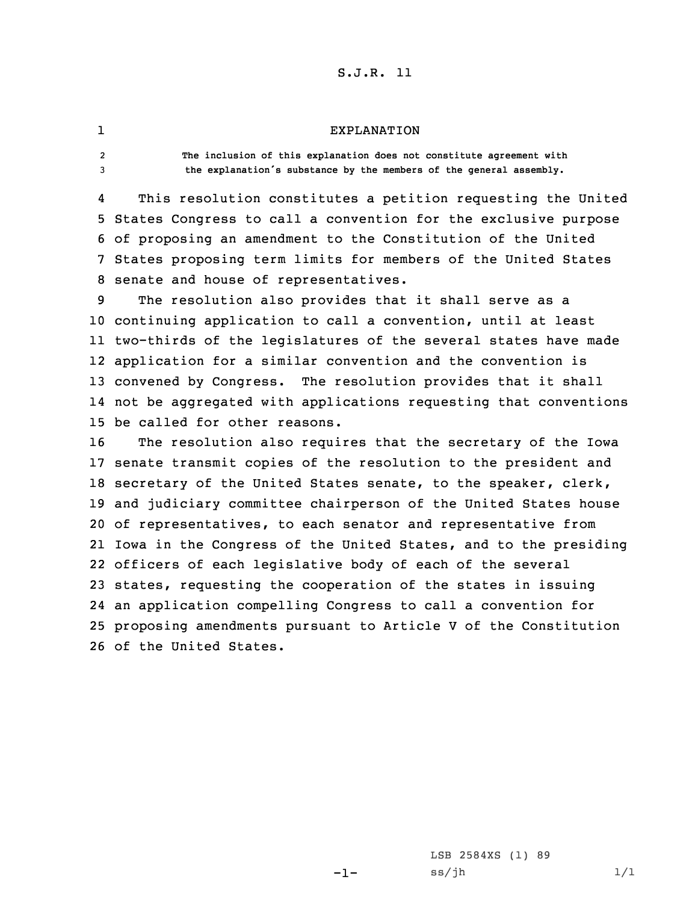# EXPLANATION

The inclusion of this explanation does not constitute agreement with the explanation's substance by the members of the general assembly.

This resolution constitutes a petition requesting the United States Congress to call a convention for the exclusive purpose of proposing an amendment to the Constitution of the United States proposing term limits for members of the United States senate and house of representatives.

The resolution also provides that it shall serve as a continuing application to call a convention, until at least two-thirds of the legislatures of the several states have made application for a similar convention and the convention is convened by Congress. The resolution provides that it shall not be aggregated with applications requesting that conventions be called for other reasons.

The resolution also requires that the secretary of the Iowa senate transmit copies of the resolution to the president and secretary of the United States senate, to the speaker, clerk, and judiciary committee chairperson of the United States house of representatives, to each senator and representative from Iowa in the Congress of the United States, and to the presiding officers of each legislative body of each of the several states, requesting the cooperation of the states in issuing an application compelling Congress to call a convention for proposing amendments pursuant to Article V of the Constitution of the United States.

LSB 2584XS (1) 89
ss/jh